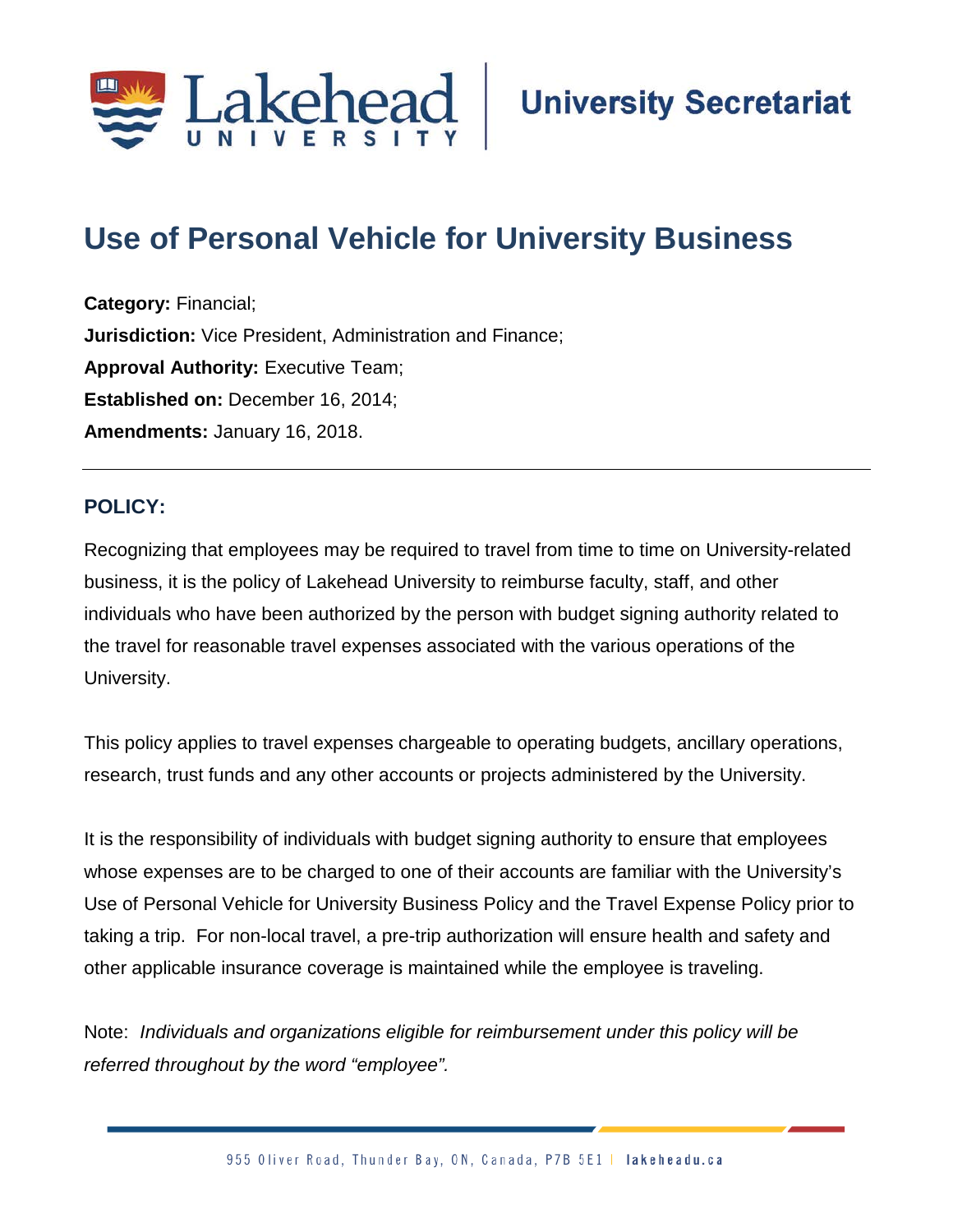Lakehead University | University Secretariat

# Use of Personal Vehicle for University Business

**Category:** Financial;
**Jurisdiction:** Vice President, Administration and Finance;
**Approval Authority:** Executive Team;
**Established on:** December 16, 2014;
**Amendments:** January 16, 2018.

---

## POLICY:

Recognizing that employees may be required to travel from time to time on University-related business, it is the policy of Lakehead University to reimburse faculty, staff, and other individuals who have been authorized by the person with budget signing authority related to the travel for reasonable travel expenses associated with the various operations of the University.

This policy applies to travel expenses chargeable to operating budgets, ancillary operations, research, trust funds and any other accounts or projects administered by the University.

It is the responsibility of individuals with budget signing authority to ensure that employees whose expenses are to be charged to one of their accounts are familiar with the University's Use of Personal Vehicle for University Business Policy and the Travel Expense Policy prior to taking a trip. For non-local travel, a pre-trip authorization will ensure health and safety and other applicable insurance coverage is maintained while the employee is traveling.

Note: *Individuals and organizations eligible for reimbursement under this policy will be referred throughout by the word "employee".*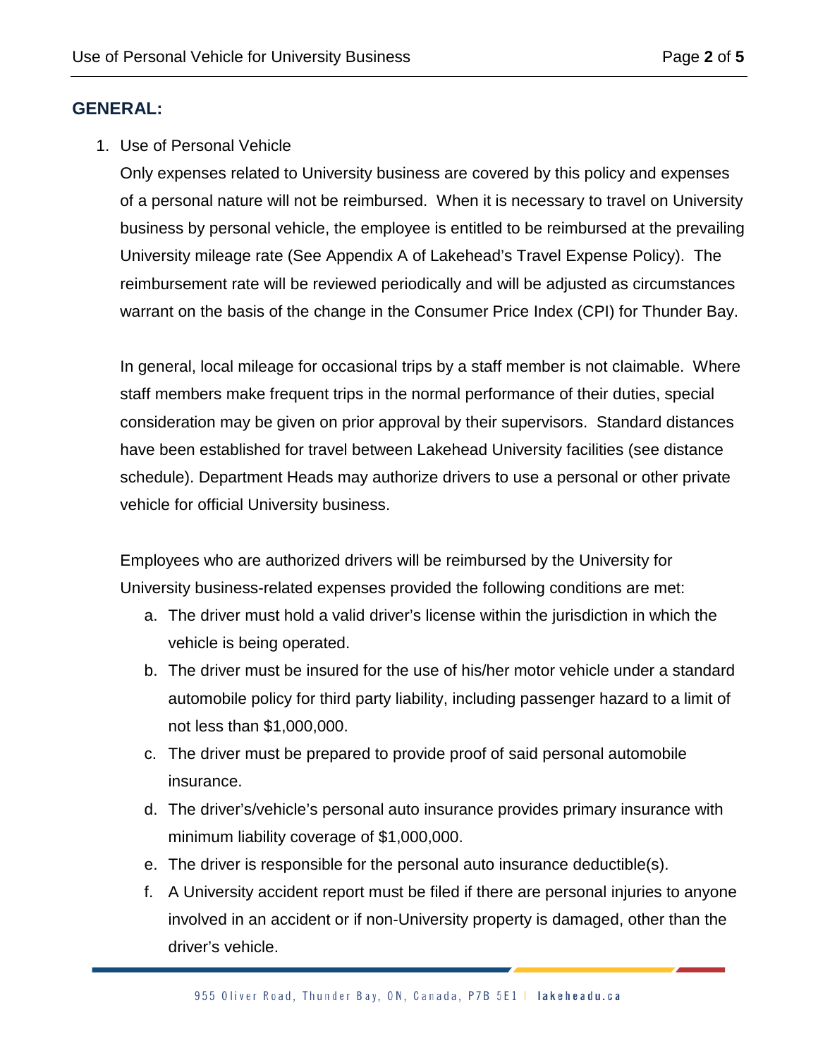## GENERAL:

1. Use of Personal Vehicle

   Only expenses related to University business are covered by this policy and expenses of a personal nature will not be reimbursed. When it is necessary to travel on University business by personal vehicle, the employee is entitled to be reimbursed at the prevailing University mileage rate (See Appendix A of Lakehead's Travel Expense Policy). The reimbursement rate will be reviewed periodically and will be adjusted as circumstances warrant on the basis of the change in the Consumer Price Index (CPI) for Thunder Bay.

   In general, local mileage for occasional trips by a staff member is not claimable. Where staff members make frequent trips in the normal performance of their duties, special consideration may be given on prior approval by their supervisors. Standard distances have been established for travel between Lakehead University facilities (see distance schedule). Department Heads may authorize drivers to use a personal or other private vehicle for official University business.

   Employees who are authorized drivers will be reimbursed by the University for University business-related expenses provided the following conditions are met:

   a. The driver must hold a valid driver's license within the jurisdiction in which the vehicle is being operated.
   b. The driver must be insured for the use of his/her motor vehicle under a standard automobile policy for third party liability, including passenger hazard to a limit of not less than $1,000,000.
   c. The driver must be prepared to provide proof of said personal automobile insurance.
   d. The driver's/vehicle's personal auto insurance provides primary insurance with minimum liability coverage of $1,000,000.
   e. The driver is responsible for the personal auto insurance deductible(s).
   f. A University accident report must be filed if there are personal injuries to anyone involved in an accident or if non-University property is damaged, other than the driver's vehicle.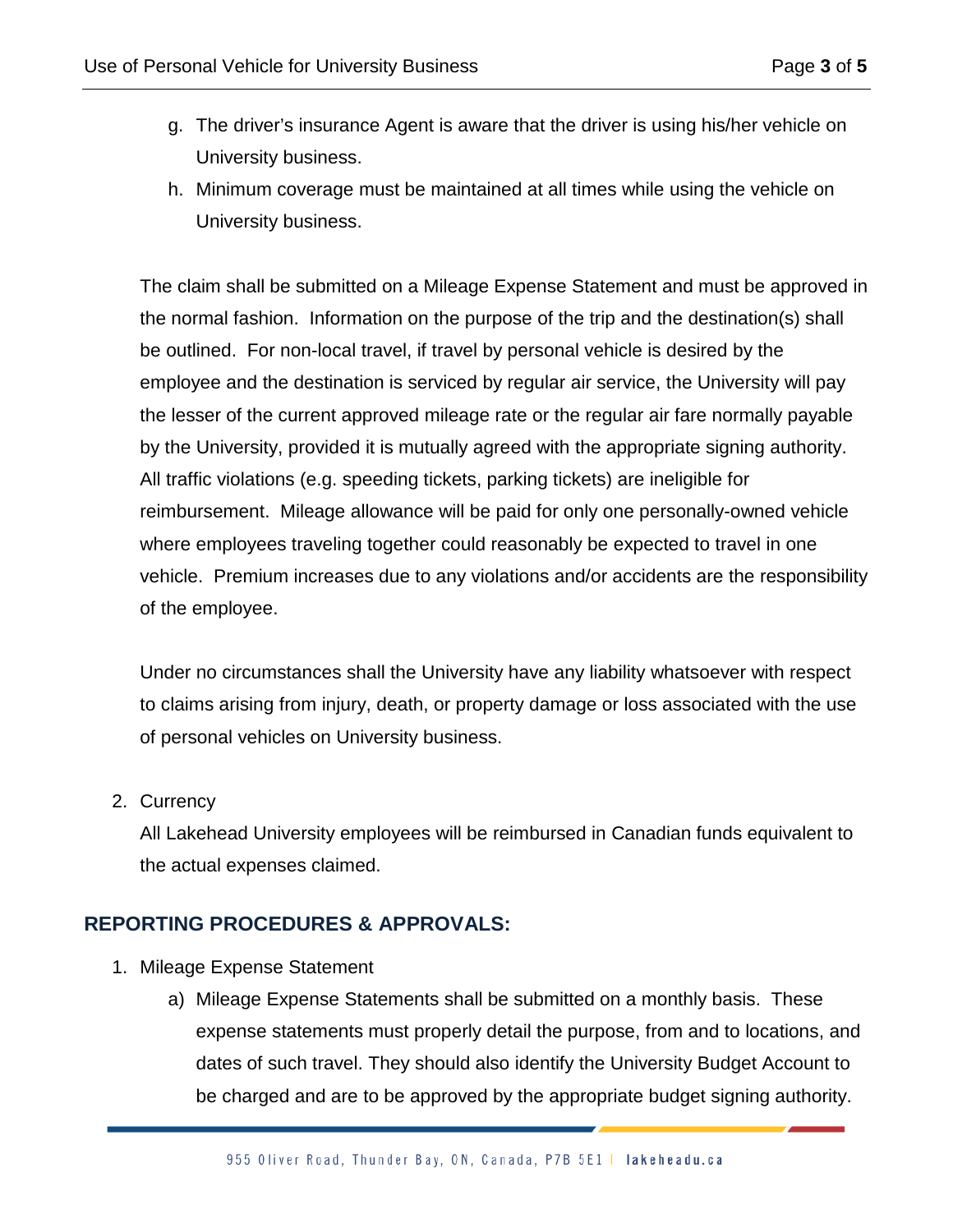g. The driver's insurance Agent is aware that the driver is using his/her vehicle on University business.
h. Minimum coverage must be maintained at all times while using the vehicle on University business.

The claim shall be submitted on a Mileage Expense Statement and must be approved in the normal fashion. Information on the purpose of the trip and the destination(s) shall be outlined. For non-local travel, if travel by personal vehicle is desired by the employee and the destination is serviced by regular air service, the University will pay the lesser of the current approved mileage rate or the regular air fare normally payable by the University, provided it is mutually agreed with the appropriate signing authority. All traffic violations (e.g. speeding tickets, parking tickets) are ineligible for reimbursement. Mileage allowance will be paid for only one personally-owned vehicle where employees traveling together could reasonably be expected to travel in one vehicle. Premium increases due to any violations and/or accidents are the responsibility of the employee.

Under no circumstances shall the University have any liability whatsoever with respect to claims arising from injury, death, or property damage or loss associated with the use of personal vehicles on University business.

2. Currency

   All Lakehead University employees will be reimbursed in Canadian funds equivalent to the actual expenses claimed.

## REPORTING PROCEDURES & APPROVALS:

1. Mileage Expense Statement
   a) Mileage Expense Statements shall be submitted on a monthly basis. These expense statements must properly detail the purpose, from and to locations, and dates of such travel. They should also identify the University Budget Account to be charged and are to be approved by the appropriate budget signing authority.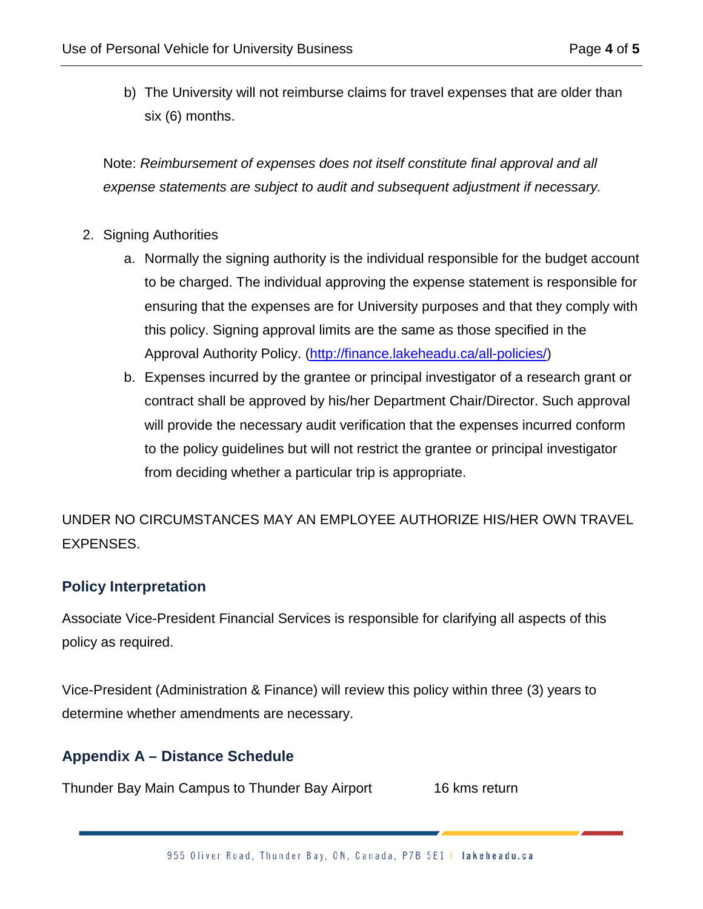b) The University will not reimburse claims for travel expenses that are older than six (6) months.

Note: *Reimbursement of expenses does not itself constitute final approval and all expense statements are subject to audit and subsequent adjustment if necessary.*

2. Signing Authorities
   a. Normally the signing authority is the individual responsible for the budget account to be charged. The individual approving the expense statement is responsible for ensuring that the expenses are for University purposes and that they comply with this policy. Signing approval limits are the same as those specified in the Approval Authority Policy. ([http://finance.lakeheadu.ca/all-policies/](http://finance.lakeheadu.ca/all-policies/))
   b. Expenses incurred by the grantee or principal investigator of a research grant or contract shall be approved by his/her Department Chair/Director. Such approval will provide the necessary audit verification that the expenses incurred conform to the policy guidelines but will not restrict the grantee or principal investigator from deciding whether a particular trip is appropriate.

UNDER NO CIRCUMSTANCES MAY AN EMPLOYEE AUTHORIZE HIS/HER OWN TRAVEL EXPENSES.

## Policy Interpretation

Associate Vice-President Financial Services is responsible for clarifying all aspects of this policy as required.

Vice-President (Administration & Finance) will review this policy within three (3) years to determine whether amendments are necessary.

## Appendix A – Distance Schedule

| | |
|---|---|
| Thunder Bay Main Campus to Thunder Bay Airport | 16 kms return |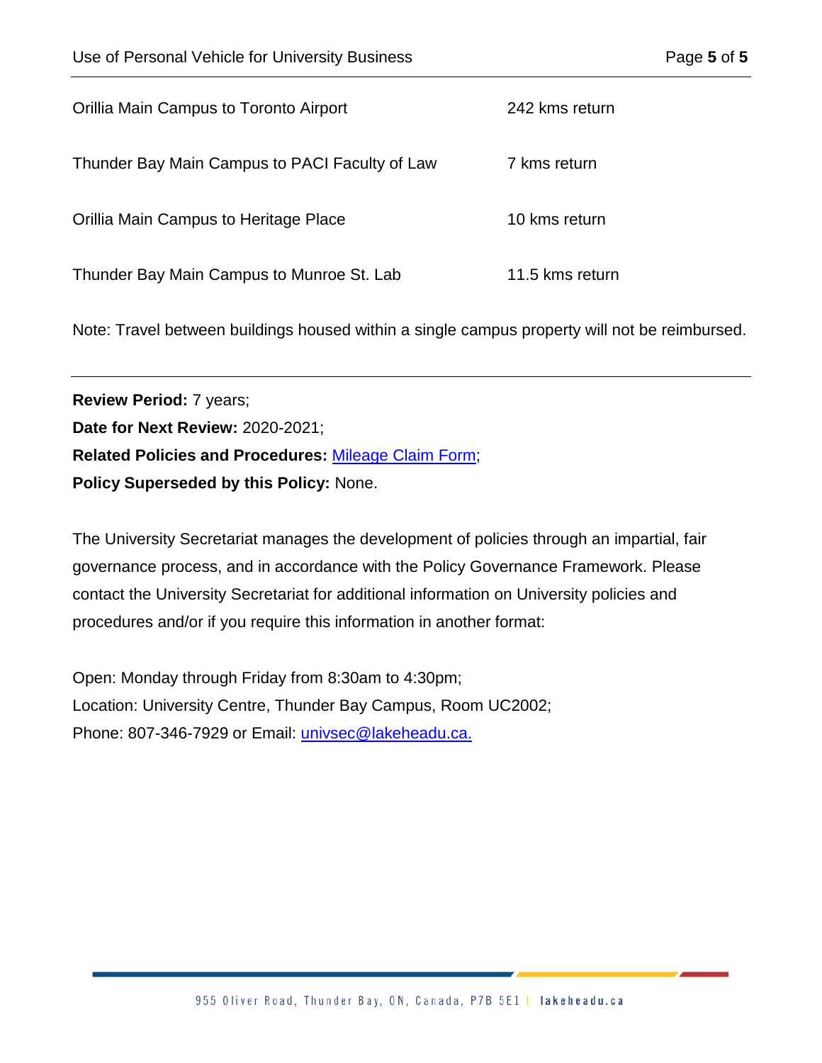| | |
|---|---|
| Orillia Main Campus to Toronto Airport | 242 kms return |
| Thunder Bay Main Campus to PACI Faculty of Law | 7 kms return |
| Orillia Main Campus to Heritage Place | 10 kms return |
| Thunder Bay Main Campus to Munroe St. Lab | 11.5 kms return |

Note: Travel between buildings housed within a single campus property will not be reimbursed.

---

**Review Period:** 7 years;
**Date for Next Review:** 2020-2021;
**Related Policies and Procedures:** Mileage Claim Form;
**Policy Superseded by this Policy:** None.

The University Secretariat manages the development of policies through an impartial, fair governance process, and in accordance with the Policy Governance Framework. Please contact the University Secretariat for additional information on University policies and procedures and/or if you require this information in another format:

Open: Monday through Friday from 8:30am to 4:30pm;
Location: University Centre, Thunder Bay Campus, Room UC2002;
Phone: 807-346-7929 or Email: univsec@lakeheadu.ca.